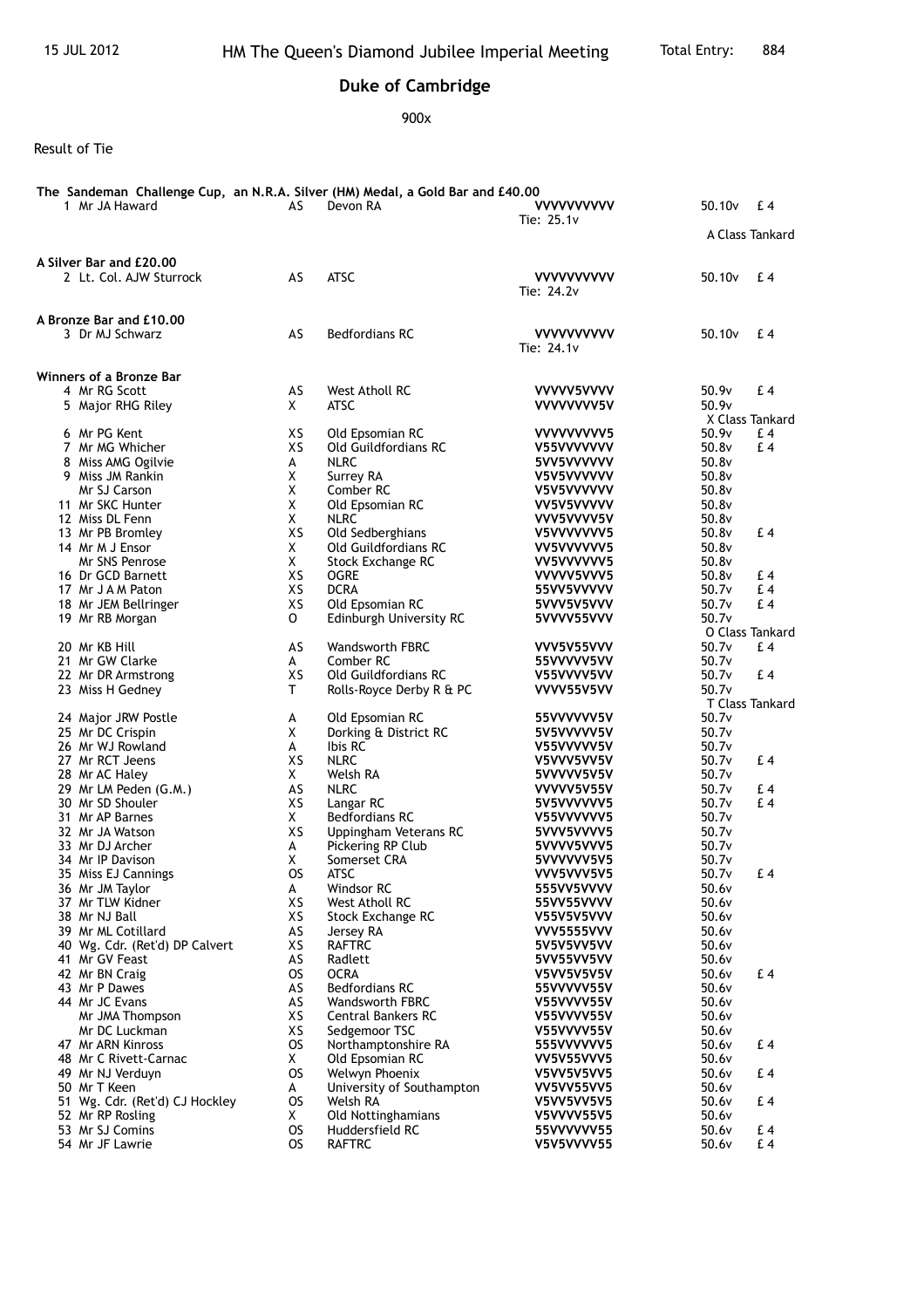15 JUL 2012 HM The Queen's Diamond Jubilee Imperial Meeting Total Entry: 884

## Duke of Cambridge

900x

Result of Tie

**The Sandeman Challenge Cup, an N.R.A. Silver (HM) Medal, a Gold Bar and £40.00**

| | Name | Class | Club | Shots | Score | Prize |
|---|---|---|---|---|---|---|
| 1 | Mr JA Haward | AS | Devon RA | **VVVVVVVVVV** Tie: 25.1v | 50.10v | £ 4 A Class Tankard |

**A Silver Bar and £20.00**

| | Name | Class | Club | Shots | Score | Prize |
|---|---|---|---|---|---|---|
| 2 | Lt. Col. AJW Sturrock | AS | ATSC | **VVVVVVVVVV** Tie: 24.2v | 50.10v | £ 4 |

**A Bronze Bar and £10.00**

| | Name | Class | Club | Shots | Score | Prize |
|---|---|---|---|---|---|---|
| 3 | Dr MJ Schwarz | AS | Bedfordians RC | **VVVVVVVVVV** Tie: 24.1v | 50.10v | £ 4 |

**Winners of a Bronze Bar**

| | Name | Class | Club | Shots | Score | Prize |
|---|---|---|---|---|---|---|
| 4 | Mr RG Scott | AS | West Atholl RC | **VVVVV5VVVV** | 50.9v | £ 4 |
| 5 | Major RHG Riley | X | ATSC | **VVVVVVVV5V** | 50.9v | X Class Tankard |
| 6 | Mr PG Kent | XS | Old Epsomian RC | **VVVVVVVVV5** | 50.9v | £ 4 |
| 7 | Mr MG Whicher | XS | Old Guildfordians RC | **V55VVVVVVV** | 50.8v | £ 4 |
| 8 | Miss AMG Ogilvie | A | NLRC | **5VV5VVVVVV** | 50.8v | |
| 9 | Miss JM Rankin | X | Surrey RA | **V5V5VVVVVV** | 50.8v | |
| | Mr SJ Carson | X | Comber RC | **V5V5VVVVVV** | 50.8v | |
| 11 | Mr SKC Hunter | X | Old Epsomian RC | **VV5V5VVVVV** | 50.8v | |
| 12 | Miss DL Fenn | X | NLRC | **VVV5VVVV5V** | 50.8v | |
| 13 | Mr PB Bromley | XS | Old Sedberghians | **V5VVVVVVV5** | 50.8v | £ 4 |
| 14 | Mr M J Ensor | X | Old Guildfordians RC | **VV5VVVVVV5** | 50.8v | |
| | Mr SNS Penrose | X | Stock Exchange RC | **VV5VVVVVV5** | 50.8v | |
| 16 | Dr GCD Barnett | XS | OGRE | **VVVVV5VVV5** | 50.8v | £ 4 |
| 17 | Mr J A M Paton | XS | DCRA | **55VV5VVVVV** | 50.7v | £ 4 |
| 18 | Mr JEM Bellringer | XS | Old Epsomian RC | **5VVV5V5VVV** | 50.7v | £ 4 |
| 19 | Mr RB Morgan | O | Edinburgh University RC | **5VVVV55VVV** | 50.7v | O Class Tankard |
| 20 | Mr KB Hill | AS | Wandsworth FBRC | **VVV5V55VVV** | 50.7v | £ 4 |
| 21 | Mr GW Clarke | A | Comber RC | **55VVVVV5VV** | 50.7v | |
| 22 | Mr DR Armstrong | XS | Old Guildfordians RC | **V55VVVV5VV** | 50.7v | £ 4 |
| 23 | Miss H Gedney | T | Rolls-Royce Derby R & PC | **VVVV55V5VV** | 50.7v | T Class Tankard |
| 24 | Major JRW Postle | A | Old Epsomian RC | **55VVVVVV5V** | 50.7v | |
| 25 | Mr DC Crispin | X | Dorking & District RC | **5V5VVVVV5V** | 50.7v | |
| 26 | Mr WJ Rowland | A | Ibis RC | **V55VVVVV5V** | 50.7v | |
| 27 | Mr RCT Jeens | XS | NLRC | **V5VVV5VV5V** | 50.7v | £ 4 |
| 28 | Mr AC Haley | X | Welsh RA | **5VVVVV5V5V** | 50.7v | |
| 29 | Mr LM Peden (G.M.) | AS | NLRC | **VVVVV5V55V** | 50.7v | £ 4 |
| 30 | Mr SD Shouler | XS | Langar RC | **5V5VVVVVV5** | 50.7v | £ 4 |
| 31 | Mr AP Barnes | X | Bedfordians RC | **V55VVVVVV5** | 50.7v | |
| 32 | Mr JA Watson | XS | Uppingham Veterans RC | **5VVV5VVVV5** | 50.7v | |
| 33 | Mr DJ Archer | A | Pickering RP Club | **5VVVV5VVV5** | 50.7v | |
| 34 | Mr IP Davison | X | Somerset CRA | **5VVVVVV5V5** | 50.7v | |
| 35 | Miss EJ Cannings | OS | ATSC | **VVV5VVV5V5** | 50.7v | £ 4 |
| 36 | Mr JM Taylor | A | Windsor RC | **555VV5VVVV** | 50.6v | |
| 37 | Mr TLW Kidner | XS | West Atholl RC | **55VV55VVVV** | 50.6v | |
| 38 | Mr NJ Ball | XS | Stock Exchange RC | **V55V5V5VVV** | 50.6v | |
| 39 | Mr ML Cotillard | AS | Jersey RA | **VVV5555VVV** | 50.6v | |
| 40 | Wg. Cdr. (Ret'd) DP Calvert | XS | RAFTRC | **5V5V5VV5VV** | 50.6v | |
| 41 | Mr GV Feast | AS | Radlett | **5VV55VV5VV** | 50.6v | |
| 42 | Mr BN Craig | OS | OCRA | **V5VV5V5V5V** | 50.6v | £ 4 |
| 43 | Mr P Dawes | AS | Bedfordians RC | **55VVVVV55V** | 50.6v | |
| 44 | Mr JC Evans | AS | Wandsworth FBRC | **V55VVVV55V** | 50.6v | |
| | Mr JMA Thompson | XS | Central Bankers RC | **V55VVVV55V** | 50.6v | |
| | Mr DC Luckman | XS | Sedgemoor TSC | **V55VVVV55V** | 50.6v | |
| 47 | Mr ARN Kinross | OS | Northamptonshire RA | **555VVVVVV5** | 50.6v | £ 4 |
| 48 | Mr C Rivett-Carnac | X | Old Epsomian RC | **VV5V55VVV5** | 50.6v | |
| 49 | Mr NJ Verduyn | OS | Welwyn Phoenix | **V5VV5V5VV5** | 50.6v | £ 4 |
| 50 | Mr T Keen | A | University of Southampton | **VV5VV55VV5** | 50.6v | |
| 51 | Wg. Cdr. (Ret'd) CJ Hockley | OS | Welsh RA | **V5VV5VV5V5** | 50.6v | £ 4 |
| 52 | Mr RP Rosling | X | Old Nottinghamians | **V5VVVV55V5** | 50.6v | |
| 53 | Mr SJ Comins | OS | Huddersfield RC | **55VVVVVV55** | 50.6v | £ 4 |
| 54 | Mr JF Lawrie | OS | RAFTRC | **V5V5VVVV55** | 50.6v | £ 4 |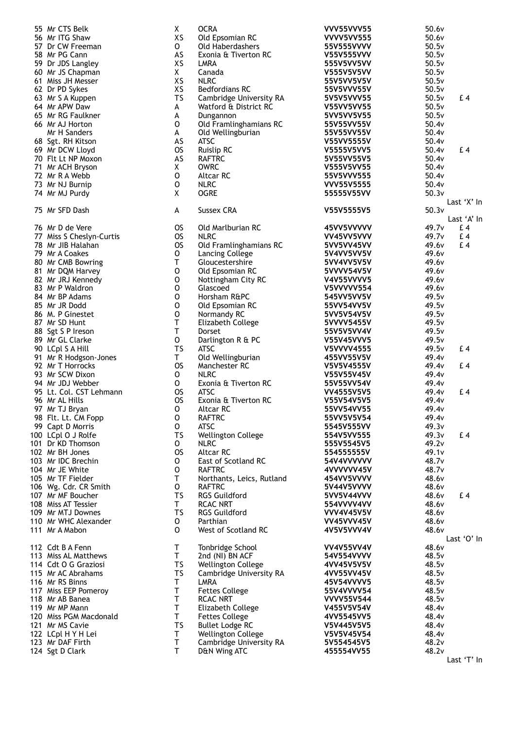| | | | | | | |
|---|---|---|---|---|---|---|
| 55 | Mr CTS Belk | X | OCRA | **VVV55VVV55** | 50.6v | |
| 56 | Mr ITG Shaw | XS | Old Epsomian RC | **VVVV5VV555** | 50.6v | |
| 57 | Dr CW Freeman | O | Old Haberdashers | **55V555VVVV** | 50.5v | |
| 58 | Mr PG Cann | AS | Exonia & Tiverton RC | **V55V555VVV** | 50.5v | |
| 59 | Dr JDS Langley | XS | LMRA | **555V5VV5VV** | 50.5v | |
| 60 | Mr JS Chapman | X | Canada | **V555V5V5VV** | 50.5v | |
| 61 | Miss JH Messer | XS | NLRC | **55V5VV5V5V** | 50.5v | |
| 62 | Dr PD Sykes | XS | Bedfordians RC | **55V5VVV55V** | 50.5v | |
| 63 | Mr S A Kuppen | TS | Cambridge University RA | **5V5V5VVV55** | 50.5v | £ 4 |
| 64 | Mr APW Daw | A | Watford & District RC | **V55VV5VV55** | 50.5v | |
| 65 | Mr RG Faulkner | A | Dungannon | **5VV5VV5V55** | 50.5v | |
| 66 | Mr AJ Horton | O | Old Framlinghamians RC | **55V55VV55V** | 50.4v | |
| | Mr H Sanders | A | Old Wellingburian | **55V55VV55V** | 50.4v | |
| 68 | Sgt. RH Kitson | AS | ATSC | **V55VV5555V** | 50.4v | |
| 69 | Mr DCW Lloyd | OS | Ruislip RC | **V5555V5VV5** | 50.4v | £ 4 |
| 70 | Flt Lt NP Moxon | AS | RAFTRC | **5V55VV55V5** | 50.4v | |
| 71 | Mr ACH Bryson | X | OWRC | **V555V5VV55** | 50.4v | |
| 72 | Mr R A Webb | O | Altcar RC | **55V5VVV555** | 50.4v | |
| 73 | Mr NJ Burnip | O | NLRC | **VVV55V5555** | 50.4v | |
| 74 | Mr MJ Purdy | X | OGRE | **55555V55VV** | 50.3v | |
| | | | | | | Last 'X' In |
| 75 | Mr SFD Dash | A | Sussex CRA | **V55V5555V5** | 50.3v | |
| | | | | | | Last 'A' In |
| 76 | Mr D de Vere | OS | Old Marlburian RC | **45VV5VVVVV** | 49.7v | £ 4 |
| 77 | Miss S Cheslyn-Curtis | OS | NLRC | **VV45VV5VVV** | 49.7v | £ 4 |
| 78 | Mr JIB Halahan | OS | Old Framlinghamians RC | **5VV5VV45VV** | 49.6v | £ 4 |
| 79 | Mr A Coakes | O | Lancing College | **5V4VV5VV5V** | 49.6v | |
| 80 | Mr CMB Bowring | T | Gloucestershire | **5VV4VV5V5V** | 49.6v | |
| 81 | Mr DQM Harvey | O | Old Epsomian RC | **5VVVV54V5V** | 49.6v | |
| 82 | Mr JRJ Kennedy | O | Nottingham City RC | **V4V55VVVV5** | 49.6v | |
| 83 | Mr P Waldron | O | Glascoed | **V5VVVVV554** | 49.6v | |
| 84 | Mr BP Adams | O | Horsham R&PC | **545VV5VV5V** | 49.5v | |
| 85 | Mr JR Dodd | O | Old Epsomian RC | **55VV54VV5V** | 49.5v | |
| 86 | M. P Ginestet | O | Normandy RC | **5VV5V54V5V** | 49.5v | |
| 87 | Mr SD Hunt | T | Elizabeth College | **5VVVV5455V** | 49.5v | |
| 88 | Sgt S P Ireson | T | Dorset | **55V5V5VV4V** | 49.5v | |
| 89 | Mr GL Clarke | O | Darlington R & PC | **V55V45VVV5** | 49.5v | |
| 90 | LCpl S A Hill | TS | ATSC | **V5VVVV4555** | 49.5v | £ 4 |
| 91 | Mr R Hodgson-Jones | T | Old Wellingburian | **455VV55V5V** | 49.4v | |
| 92 | Mr T Horrocks | OS | Manchester RC | **V5V5V4555V** | 49.4v | £ 4 |
| 93 | Mr SCW Dixon | O | NLRC | **V55V55V45V** | 49.4v | |
| 94 | Mr JDJ Webber | O | Exonia & Tiverton RC | **55V55VV54V** | 49.4v | |
| 95 | Lt. Col. CST Lehmann | OS | ATSC | **VV4555V5V5** | 49.4v | £ 4 |
| 96 | Mr AL Hills | OS | Exonia & Tiverton RC | **V55V54V5V5** | 49.4v | |
| 97 | Mr TJ Bryan | O | Altcar RC | **55VV54VV55** | 49.4v | |
| 98 | Flt. Lt. CM Fopp | O | RAFTRC | **55VV5V5V54** | 49.4v | |
| 99 | Capt D Morris | O | ATSC | **5545V555VV** | 49.3v | |
| 100 | LCpl O J Rolfe | TS | Wellington College | **554V5VV555** | 49.3v | £ 4 |
| 101 | Dr KD Thomson | O | NLRC | **555V5545V5** | 49.2v | |
| 102 | Mr BH Jones | OS | Altcar RC | **554555555V** | 49.1v | |
| 103 | Mr IDC Brechin | O | East of Scotland RC | **54V4VVVVVV** | 48.7v | |
| 104 | Mr JE White | O | RAFTRC | **4VVVVVV45V** | 48.7v | |
| 105 | Mr TF Fielder | T | Northants, Leics, Rutland | **454VV5VVVV** | 48.6v | |
| 106 | Wg. Cdr. CR Smith | O | RAFTRC | **5V44V5VVVV** | 48.6v | |
| 107 | Mr MF Boucher | TS | RGS Guildford | **5VV5V44VVV** | 48.6v | £ 4 |
| 108 | Miss AT Tessier | T | RCAC NRT | **554VVVV4VV** | 48.6v | |
| 109 | Mr MTJ Downes | TS | RGS Guildford | **VVV4V45V5V** | 48.6v | |
| 110 | Mr WHC Alexander | O | Parthian | **VV45VVV45V** | 48.6v | |
| 111 | Mr A Mabon | O | West of Scotland RC | **4V5V5VVV4V** | 48.6v | |
| | | | | | | Last 'O' In |
| 112 | Cdt B A Fenn | T | Tonbridge School | **VV4V55VV4V** | 48.6v | |
| 113 | Miss AL Matthews | T | 2nd (NI) BN ACF | **54V554VVVV** | 48.5v | |
| 114 | Cdt O G Graziosi | TS | Wellington College | **4VV45V5V5V** | 48.5v | |
| 115 | Mr AC Abrahams | TS | Cambridge University RA | **4VV55VV45V** | 48.5v | |
| 116 | Mr RS Binns | T | LMRA | **45V54VVVV5** | 48.5v | |
| 117 | Miss EEP Pomeroy | T | Fettes College | **55V4VVVV54** | 48.5v | |
| 118 | Mr AB Banea | T | RCAC NRT | **VVVV55V544** | 48.5v | |
| 119 | Mr MP Mann | T | Elizabeth College | **V455V5V54V** | 48.4v | |
| 120 | Miss PGM Macdonald | T | Fettes College | **4VV5545VV5** | 48.4v | |
| 121 | Mr MS Cavie | TS | Bullet Lodge RC | **V5V445V5V5** | 48.4v | |
| 122 | LCpl H Y H Lei | T | Wellington College | **V5V5V45V54** | 48.4v | |
| 123 | Mr DAF Firth | T | Cambridge University RA | **5V554545V5** | 48.2v | |
| 124 | Sgt D Clark | T | D&N Wing ATC | **455554VV55** | 48.2v | |
| | | | | | | Last 'T' In |